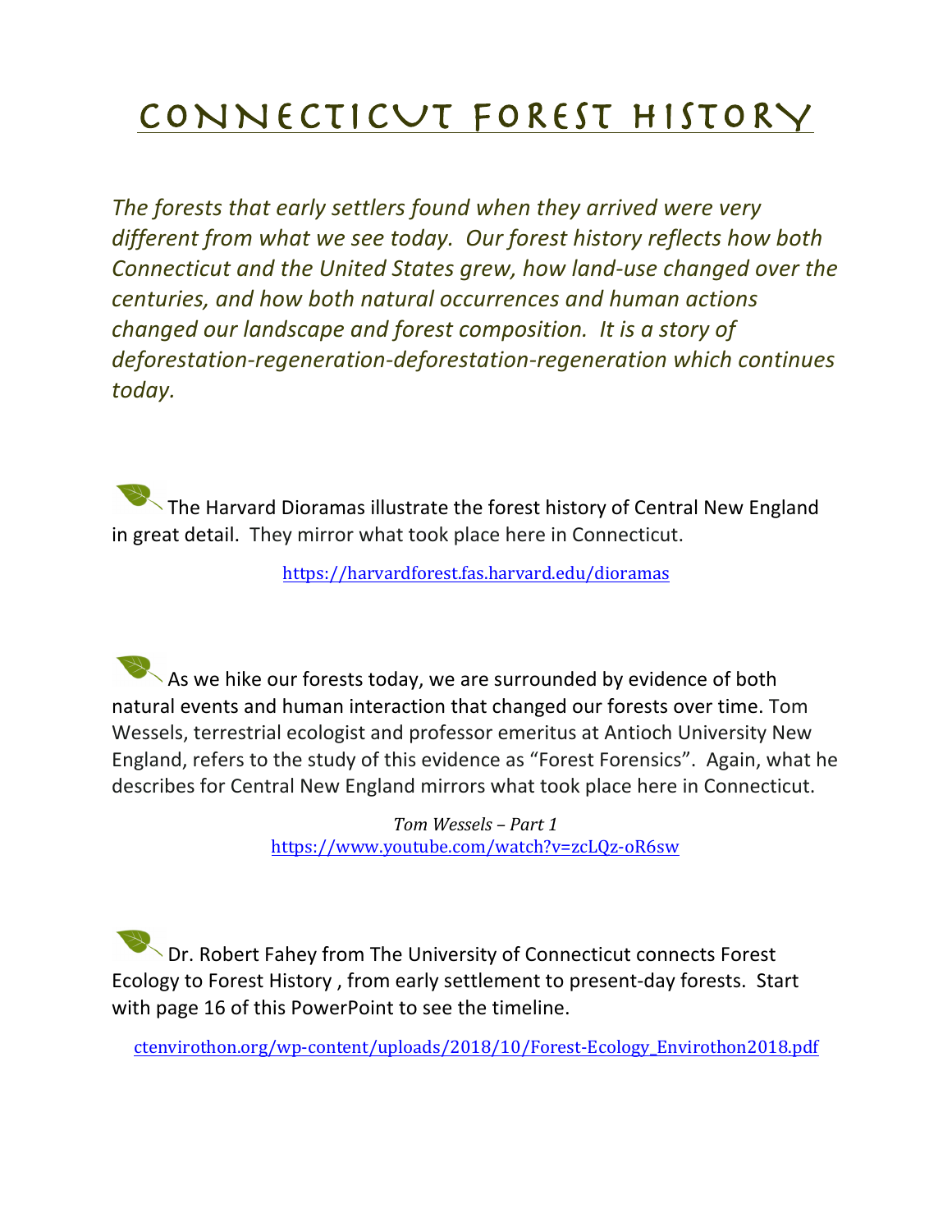# CONNECTICUT FOREST HISTORY

*The forests that early settlers found when they arrived were very different from what we see today. Our forest history reflects how both Connecticut and the United States grew, how land-use changed over the centuries, and how both natural occurrences and human actions changed our landscape and forest composition. It is a story of deforestation-regeneration-deforestation-regeneration which continues today.*

The Harvard Dioramas illustrate the forest history of Central New England in great detail. They mirror what took place here in Connecticut.

https://harvardforest.fas.harvard.edu/dioramas

As we hike our forests today, we are surrounded by evidence of both natural events and human interaction that changed our forests over time. Tom Wessels, terrestrial ecologist and professor emeritus at Antioch University New England, refers to the study of this evidence as "Forest Forensics". Again, what he describes for Central New England mirrors what took place here in Connecticut.

*Tom Wessels – Part 1*
https://www.youtube.com/watch?v=zcLQz-oR6sw

Dr. Robert Fahey from The University of Connecticut connects Forest Ecology to Forest History , from early settlement to present-day forests. Start with page 16 of this PowerPoint to see the timeline.

ctenvirothon.org/wp-content/uploads/2018/10/Forest-Ecology_Envirothon2018.pdf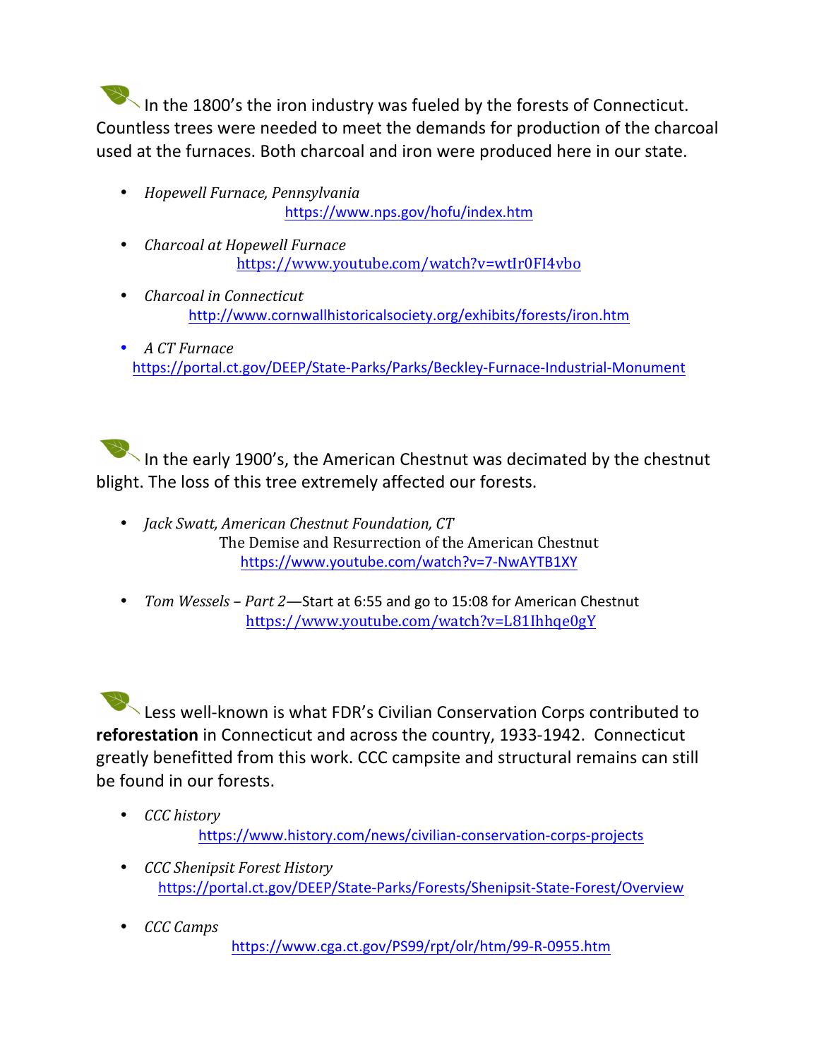In the 1800's the iron industry was fueled by the forests of Connecticut. Countless trees were needed to meet the demands for production of the charcoal used at the furnaces. Both charcoal and iron were produced here in our state.

- *Hopewell Furnace, Pennsylvania*
  https://www.nps.gov/hofu/index.htm
- *Charcoal at Hopewell Furnace*
  https://www.youtube.com/watch?v=wtIr0FI4vbo
- *Charcoal in Connecticut*
  http://www.cornwallhistoricalsociety.org/exhibits/forests/iron.htm
- *A CT Furnace*
  https://portal.ct.gov/DEEP/State-Parks/Parks/Beckley-Furnace-Industrial-Monument

In the early 1900's, the American Chestnut was decimated by the chestnut blight. The loss of this tree extremely affected our forests.

- *Jack Swatt, American Chestnut Foundation, CT*
  The Demise and Resurrection of the American Chestnut
  https://www.youtube.com/watch?v=7-NwAYTB1XY
- *Tom Wessels – Part 2*—Start at 6:55 and go to 15:08 for American Chestnut
  https://www.youtube.com/watch?v=L81Ihhqe0gY

Less well-known is what FDR's Civilian Conservation Corps contributed to **reforestation** in Connecticut and across the country, 1933-1942. Connecticut greatly benefitted from this work. CCC campsite and structural remains can still be found in our forests.

- *CCC history*
  https://www.history.com/news/civilian-conservation-corps-projects
- *CCC Shenipsit Forest History*
  https://portal.ct.gov/DEEP/State-Parks/Forests/Shenipsit-State-Forest/Overview
- *CCC Camps*
  https://www.cga.ct.gov/PS99/rpt/olr/htm/99-R-0955.htm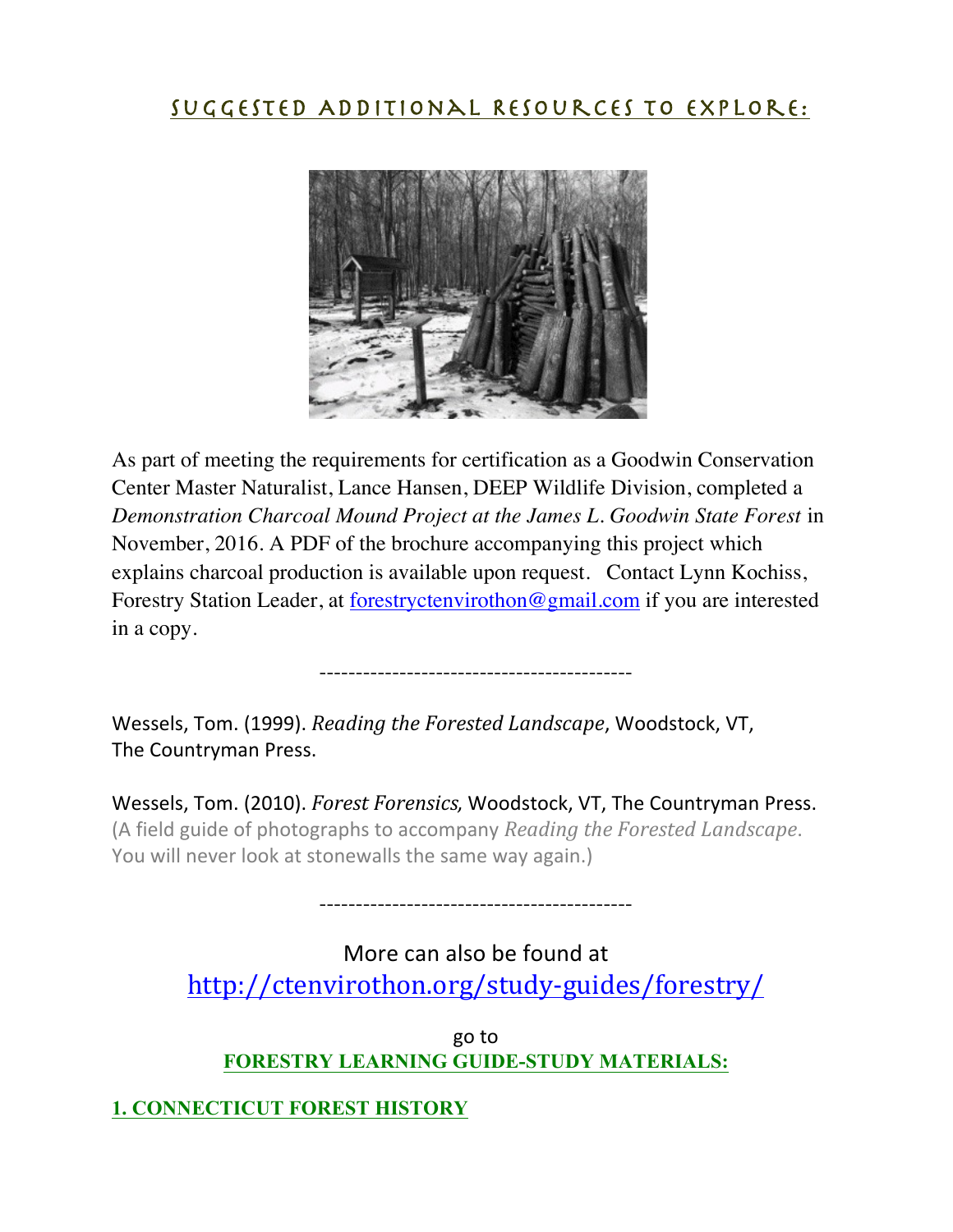## SUGGESTED ADDITIONAL RESOURCES TO EXPLORE:

As part of meeting the requirements for certification as a Goodwin Conservation Center Master Naturalist, Lance Hansen, DEEP Wildlife Division, completed a *Demonstration Charcoal Mound Project at the James L. Goodwin State Forest* in November, 2016. A PDF of the brochure accompanying this project which explains charcoal production is available upon request. Contact Lynn Kochiss, Forestry Station Leader, at forestryctenvirothon@gmail.com if you are interested in a copy.

-------------------------------------------

Wessels, Tom. (1999). *Reading the Forested Landscape*, Woodstock, VT, The Countryman Press.

Wessels, Tom. (2010). *Forest Forensics,* Woodstock, VT, The Countryman Press. (A field guide of photographs to accompany *Reading the Forested Landscape.* You will never look at stonewalls the same way again.)

-------------------------------------------

More can also be found at
http://ctenvirothon.org/study-guides/forestry/

go to
**FORESTRY LEARNING GUIDE-STUDY MATERIALS:**

**1. CONNECTICUT FOREST HISTORY**